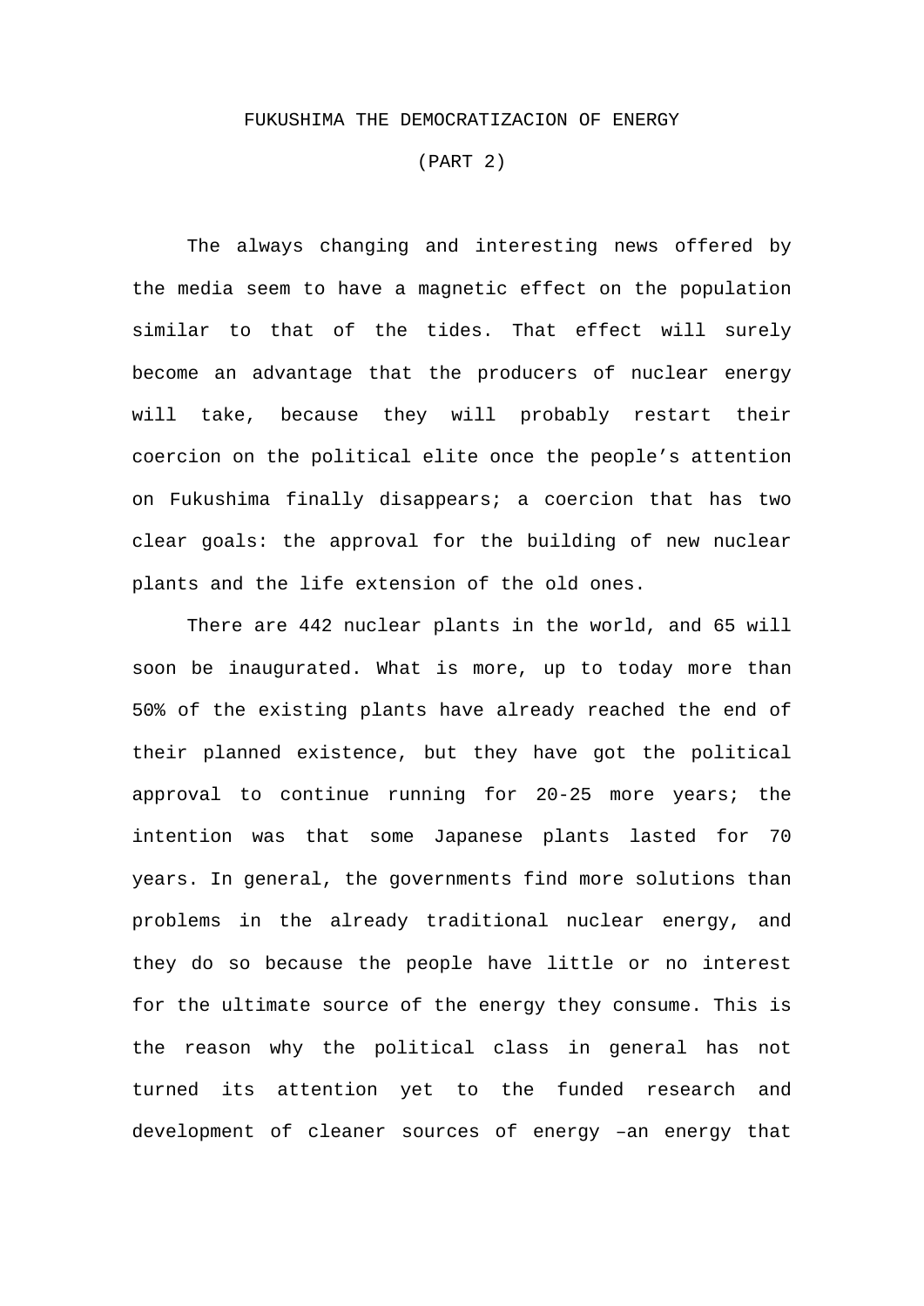# FUKUSHIMA THE DEMOCRATIZACION OF ENERGY

## (PART 2)

The always changing and interesting news offered by the media seem to have a magnetic effect on the population similar to that of the tides. That effect will surely become an advantage that the producers of nuclear energy will take, because they will probably restart their coercion on the political elite once the people's attention on Fukushima finally disappears; a coercion that has two clear goals: the approval for the building of new nuclear plants and the life extension of the old ones.

There are 442 nuclear plants in the world, and 65 will soon be inaugurated. What is more, up to today more than 50% of the existing plants have already reached the end of their planned existence, but they have got the political approval to continue running for 20-25 more years; the intention was that some Japanese plants lasted for 70 years. In general, the governments find more solutions than problems in the already traditional nuclear energy, and they do so because the people have little or no interest for the ultimate source of the energy they consume. This is the reason why the political class in general has not turned its attention yet to the funded research and development of cleaner sources of energy –an energy that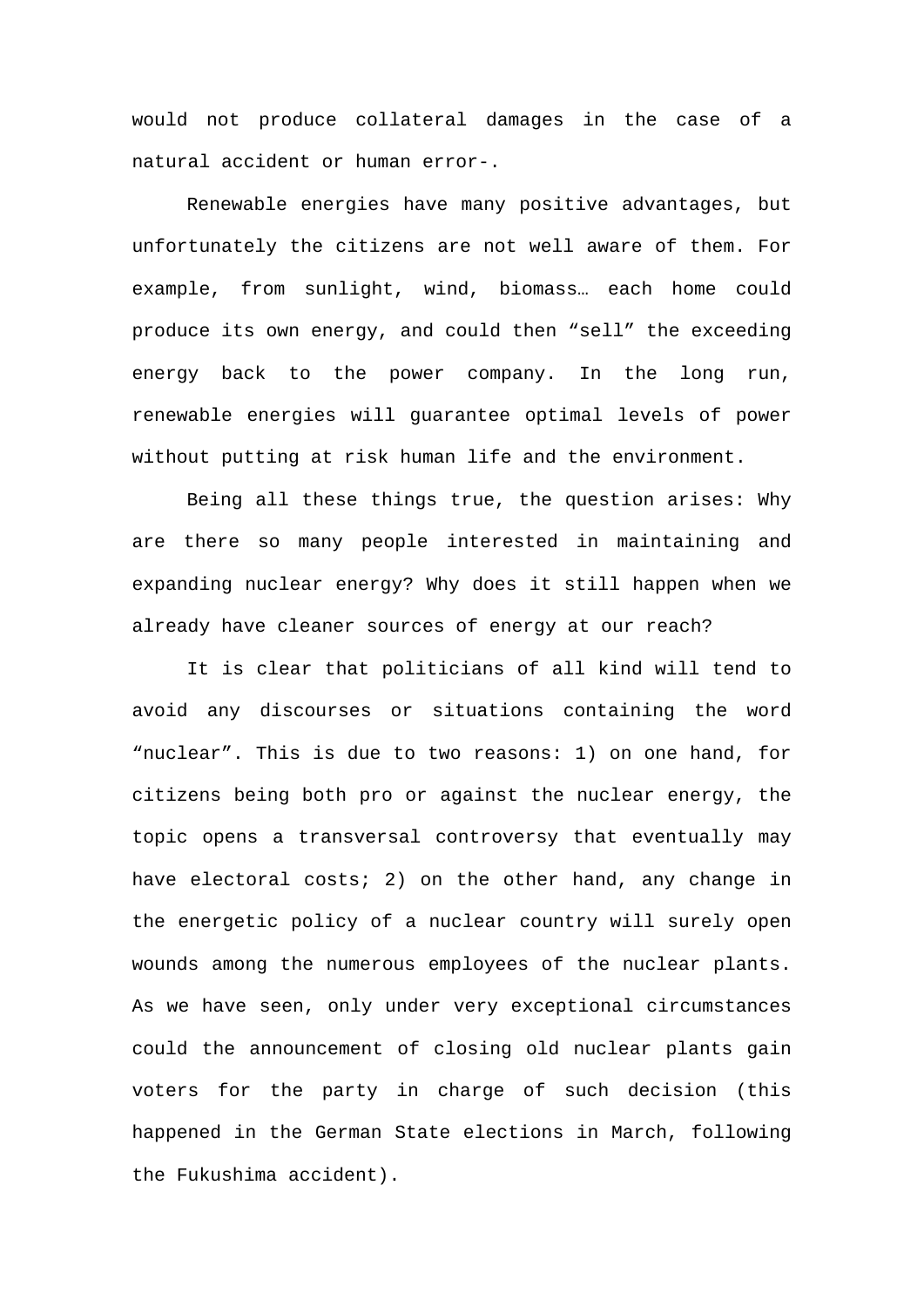would not produce collateral damages in the case of a natural accident or human error-.

Renewable energies have many positive advantages, but unfortunately the citizens are not well aware of them. For example, from sunlight, wind, biomass… each home could produce its own energy, and could then “sell” the exceeding energy back to the power company. In the long run, renewable energies will guarantee optimal levels of power without putting at risk human life and the environment.

Being all these things true, the question arises: Why are there so many people interested in maintaining and expanding nuclear energy? Why does it still happen when we already have cleaner sources of energy at our reach?

It is clear that politicians of all kind will tend to avoid any discourses or situations containing the word “nuclear”. This is due to two reasons: 1) on one hand, for citizens being both pro or against the nuclear energy, the topic opens a transversal controversy that eventually may have electoral costs; 2) on the other hand, any change in the energetic policy of a nuclear country will surely open wounds among the numerous employees of the nuclear plants. As we have seen, only under very exceptional circumstances could the announcement of closing old nuclear plants gain voters for the party in charge of such decision (this happened in the German State elections in March, following the Fukushima accident).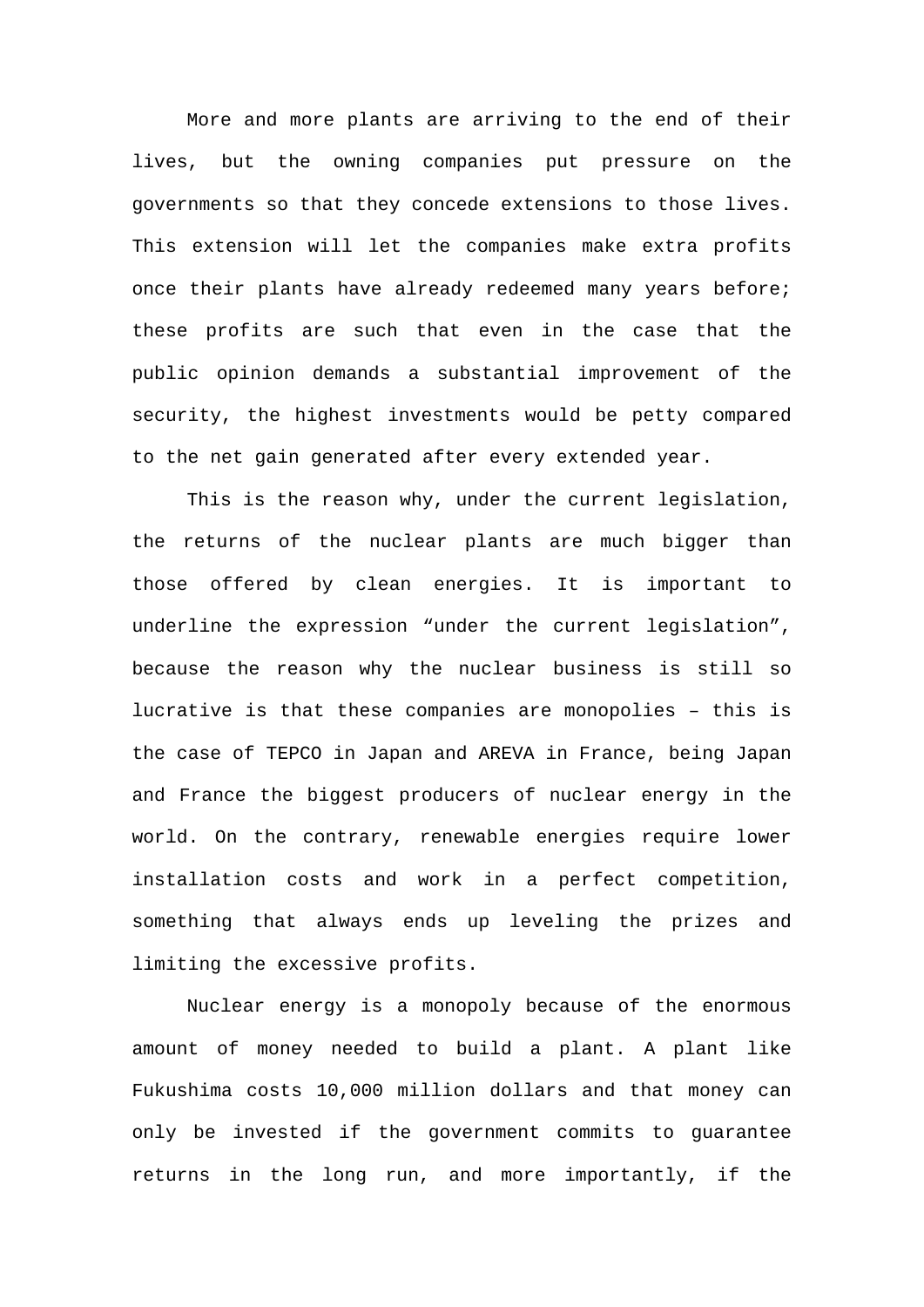More and more plants are arriving to the end of their lives, but the owning companies put pressure on the governments so that they concede extensions to those lives. This extension will let the companies make extra profits once their plants have already redeemed many years before; these profits are such that even in the case that the public opinion demands a substantial improvement of the security, the highest investments would be petty compared to the net gain generated after every extended year.

This is the reason why, under the current legislation, the returns of the nuclear plants are much bigger than those offered by clean energies. It is important to underline the expression “under the current legislation”, because the reason why the nuclear business is still so lucrative is that these companies are monopolies – this is the case of TEPCO in Japan and AREVA in France, being Japan and France the biggest producers of nuclear energy in the world. On the contrary, renewable energies require lower installation costs and work in a perfect competition, something that always ends up leveling the prizes and limiting the excessive profits.

Nuclear energy is a monopoly because of the enormous amount of money needed to build a plant. A plant like Fukushima costs 10,000 million dollars and that money can only be invested if the government commits to guarantee returns in the long run, and more importantly, if the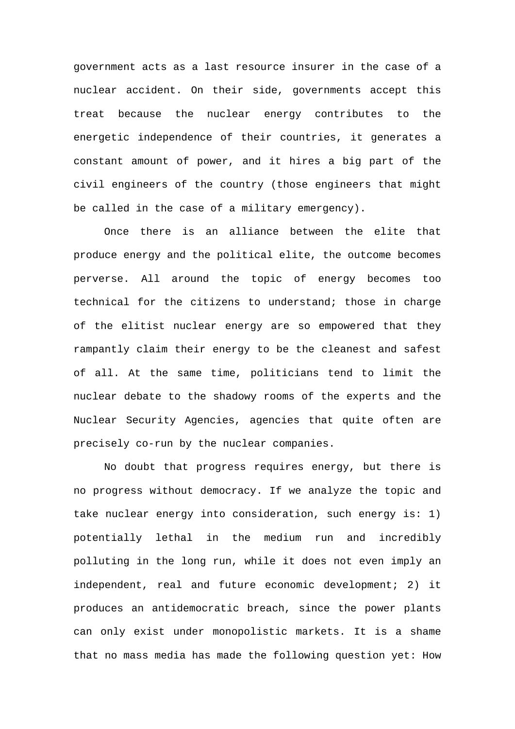government acts as a last resource insurer in the case of a nuclear accident. On their side, governments accept this treat because the nuclear energy contributes to the energetic independence of their countries, it generates a constant amount of power, and it hires a big part of the civil engineers of the country (those engineers that might be called in the case of a military emergency).

Once there is an alliance between the elite that produce energy and the political elite, the outcome becomes perverse. All around the topic of energy becomes too technical for the citizens to understand; those in charge of the elitist nuclear energy are so empowered that they rampantly claim their energy to be the cleanest and safest of all. At the same time, politicians tend to limit the nuclear debate to the shadowy rooms of the experts and the Nuclear Security Agencies, agencies that quite often are precisely co-run by the nuclear companies.

No doubt that progress requires energy, but there is no progress without democracy. If we analyze the topic and take nuclear energy into consideration, such energy is: 1) potentially lethal in the medium run and incredibly polluting in the long run, while it does not even imply an independent, real and future economic development; 2) it produces an antidemocratic breach, since the power plants can only exist under monopolistic markets. It is a shame that no mass media has made the following question yet: How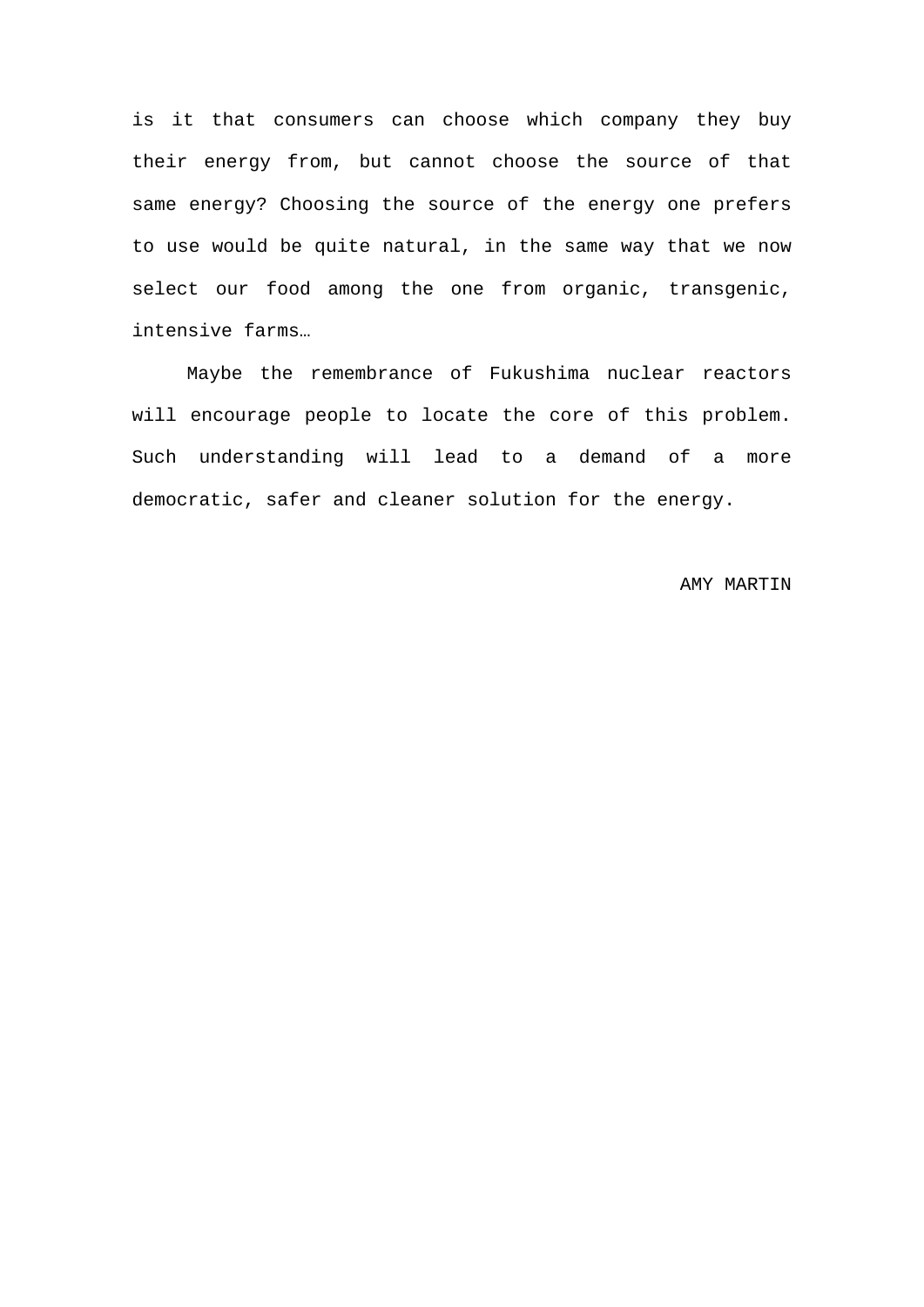is it that consumers can choose which company they buy their energy from, but cannot choose the source of that same energy? Choosing the source of the energy one prefers to use would be quite natural, in the same way that we now select our food among the one from organic, transgenic, intensive farms…

Maybe the remembrance of Fukushima nuclear reactors will encourage people to locate the core of this problem. Such understanding will lead to a demand of a more democratic, safer and cleaner solution for the energy.

AMY MARTIN